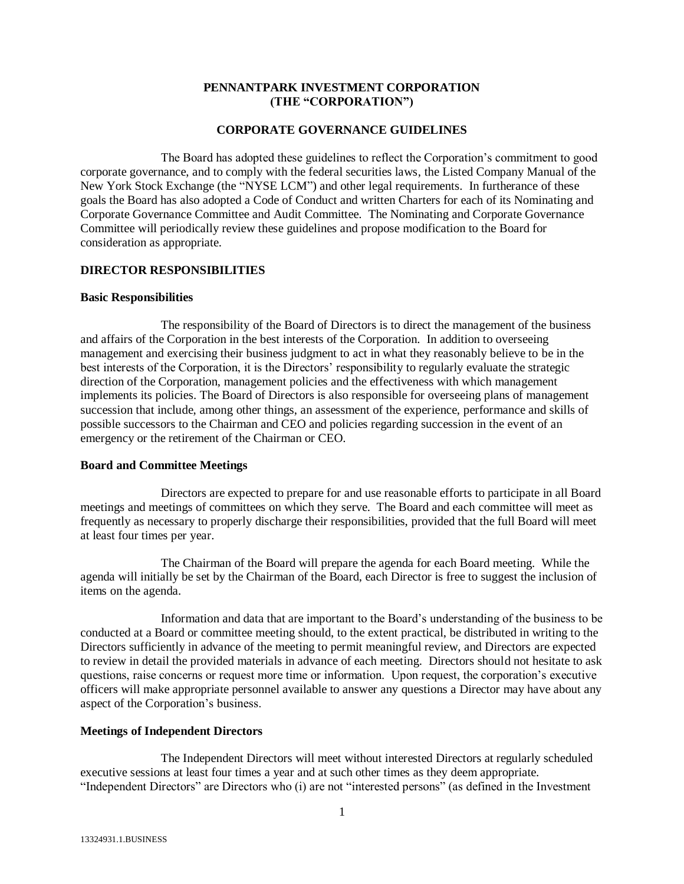# PENNANTPARK INVESTMENT CORPORATION
# (THE "CORPORATION")

## CORPORATE GOVERNANCE GUIDELINES

The Board has adopted these guidelines to reflect the Corporation's commitment to good corporate governance, and to comply with the federal securities laws, the Listed Company Manual of the New York Stock Exchange (the "NYSE LCM") and other legal requirements. In furtherance of these goals the Board has also adopted a Code of Conduct and written Charters for each of its Nominating and Corporate Governance Committee and Audit Committee. The Nominating and Corporate Governance Committee will periodically review these guidelines and propose modification to the Board for consideration as appropriate.

## DIRECTOR RESPONSIBILITIES

### Basic Responsibilities

The responsibility of the Board of Directors is to direct the management of the business and affairs of the Corporation in the best interests of the Corporation. In addition to overseeing management and exercising their business judgment to act in what they reasonably believe to be in the best interests of the Corporation, it is the Directors' responsibility to regularly evaluate the strategic direction of the Corporation, management policies and the effectiveness with which management implements its policies. The Board of Directors is also responsible for overseeing plans of management succession that include, among other things, an assessment of the experience, performance and skills of possible successors to the Chairman and CEO and policies regarding succession in the event of an emergency or the retirement of the Chairman or CEO.

### Board and Committee Meetings

Directors are expected to prepare for and use reasonable efforts to participate in all Board meetings and meetings of committees on which they serve. The Board and each committee will meet as frequently as necessary to properly discharge their responsibilities, provided that the full Board will meet at least four times per year.

The Chairman of the Board will prepare the agenda for each Board meeting. While the agenda will initially be set by the Chairman of the Board, each Director is free to suggest the inclusion of items on the agenda.

Information and data that are important to the Board's understanding of the business to be conducted at a Board or committee meeting should, to the extent practical, be distributed in writing to the Directors sufficiently in advance of the meeting to permit meaningful review, and Directors are expected to review in detail the provided materials in advance of each meeting. Directors should not hesitate to ask questions, raise concerns or request more time or information. Upon request, the corporation's executive officers will make appropriate personnel available to answer any questions a Director may have about any aspect of the Corporation's business.

### Meetings of Independent Directors

The Independent Directors will meet without interested Directors at regularly scheduled executive sessions at least four times a year and at such other times as they deem appropriate. "Independent Directors" are Directors who (i) are not "interested persons" (as defined in the Investment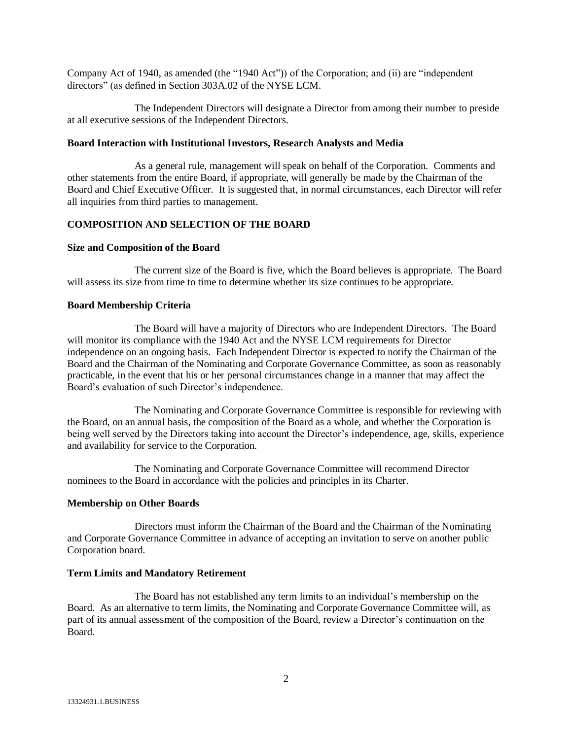Company Act of 1940, as amended (the "1940 Act")) of the Corporation; and (ii) are "independent directors" (as defined in Section 303A.02 of the NYSE LCM.

The Independent Directors will designate a Director from among their number to preside at all executive sessions of the Independent Directors.

**Board Interaction with Institutional Investors, Research Analysts and Media**

As a general rule, management will speak on behalf of the Corporation. Comments and other statements from the entire Board, if appropriate, will generally be made by the Chairman of the Board and Chief Executive Officer. It is suggested that, in normal circumstances, each Director will refer all inquiries from third parties to management.

## COMPOSITION AND SELECTION OF THE BOARD

**Size and Composition of the Board**

The current size of the Board is five, which the Board believes is appropriate. The Board will assess its size from time to time to determine whether its size continues to be appropriate.

**Board Membership Criteria**

The Board will have a majority of Directors who are Independent Directors. The Board will monitor its compliance with the 1940 Act and the NYSE LCM requirements for Director independence on an ongoing basis. Each Independent Director is expected to notify the Chairman of the Board and the Chairman of the Nominating and Corporate Governance Committee, as soon as reasonably practicable, in the event that his or her personal circumstances change in a manner that may affect the Board's evaluation of such Director's independence.

The Nominating and Corporate Governance Committee is responsible for reviewing with the Board, on an annual basis, the composition of the Board as a whole, and whether the Corporation is being well served by the Directors taking into account the Director's independence, age, skills, experience and availability for service to the Corporation.

The Nominating and Corporate Governance Committee will recommend Director nominees to the Board in accordance with the policies and principles in its Charter.

**Membership on Other Boards**

Directors must inform the Chairman of the Board and the Chairman of the Nominating and Corporate Governance Committee in advance of accepting an invitation to serve on another public Corporation board.

**Term Limits and Mandatory Retirement**

The Board has not established any term limits to an individual's membership on the Board. As an alternative to term limits, the Nominating and Corporate Governance Committee will, as part of its annual assessment of the composition of the Board, review a Director's continuation on the Board.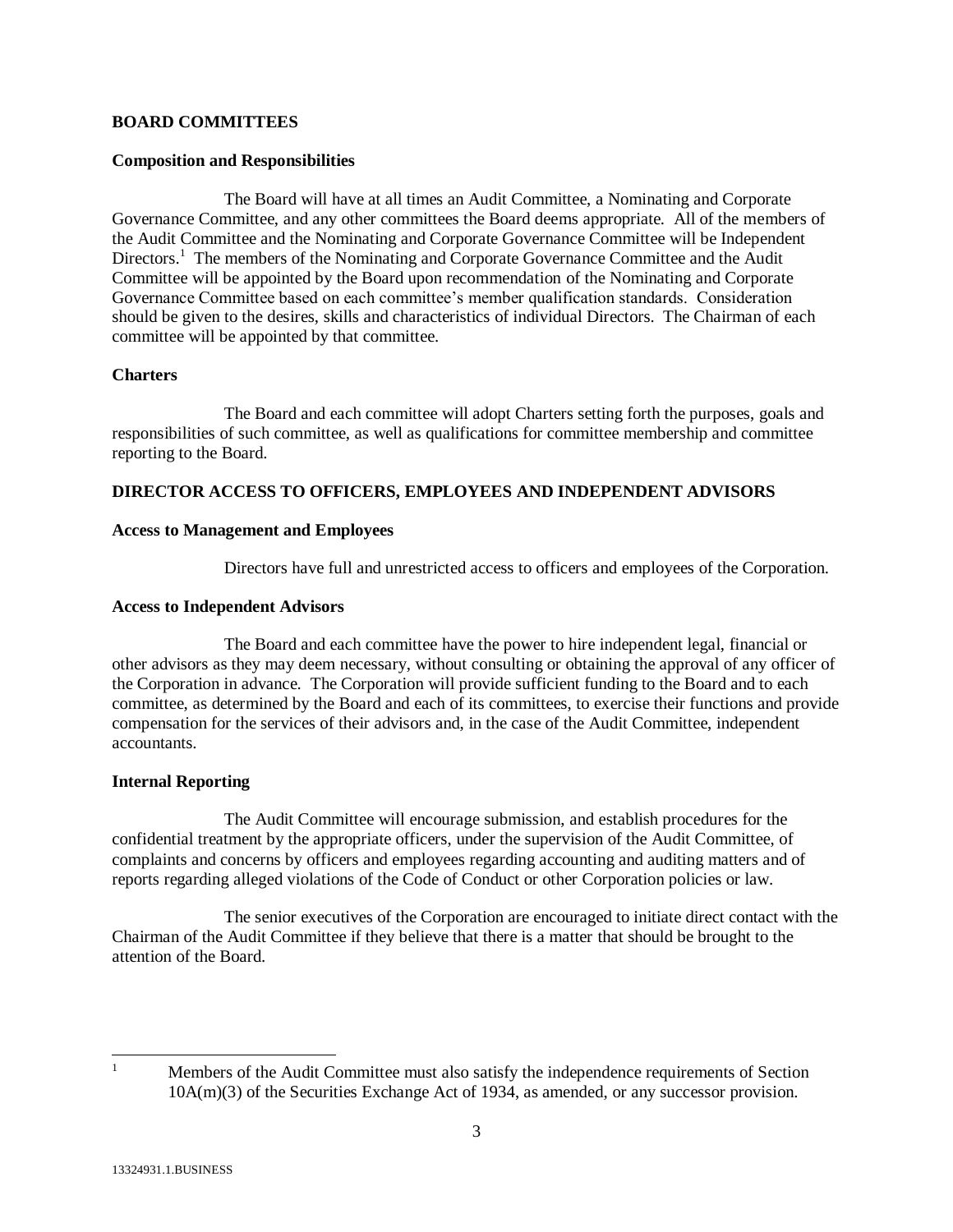## BOARD COMMITTEES

### Composition and Responsibilities

The Board will have at all times an Audit Committee, a Nominating and Corporate Governance Committee, and any other committees the Board deems appropriate. All of the members of the Audit Committee and the Nominating and Corporate Governance Committee will be Independent Directors.[1] The members of the Nominating and Corporate Governance Committee and the Audit Committee will be appointed by the Board upon recommendation of the Nominating and Corporate Governance Committee based on each committee's member qualification standards. Consideration should be given to the desires, skills and characteristics of individual Directors. The Chairman of each committee will be appointed by that committee.

### Charters

The Board and each committee will adopt Charters setting forth the purposes, goals and responsibilities of such committee, as well as qualifications for committee membership and committee reporting to the Board.

## DIRECTOR ACCESS TO OFFICERS, EMPLOYEES AND INDEPENDENT ADVISORS

### Access to Management and Employees

Directors have full and unrestricted access to officers and employees of the Corporation.

### Access to Independent Advisors

The Board and each committee have the power to hire independent legal, financial or other advisors as they may deem necessary, without consulting or obtaining the approval of any officer of the Corporation in advance. The Corporation will provide sufficient funding to the Board and to each committee, as determined by the Board and each of its committees, to exercise their functions and provide compensation for the services of their advisors and, in the case of the Audit Committee, independent accountants.

### Internal Reporting

The Audit Committee will encourage submission, and establish procedures for the confidential treatment by the appropriate officers, under the supervision of the Audit Committee, of complaints and concerns by officers and employees regarding accounting and auditing matters and of reports regarding alleged violations of the Code of Conduct or other Corporation policies or law.

The senior executives of the Corporation are encouraged to initiate direct contact with the Chairman of the Audit Committee if they believe that there is a matter that should be brought to the attention of the Board.

---

[1] Members of the Audit Committee must also satisfy the independence requirements of Section 10A(m)(3) of the Securities Exchange Act of 1934, as amended, or any successor provision.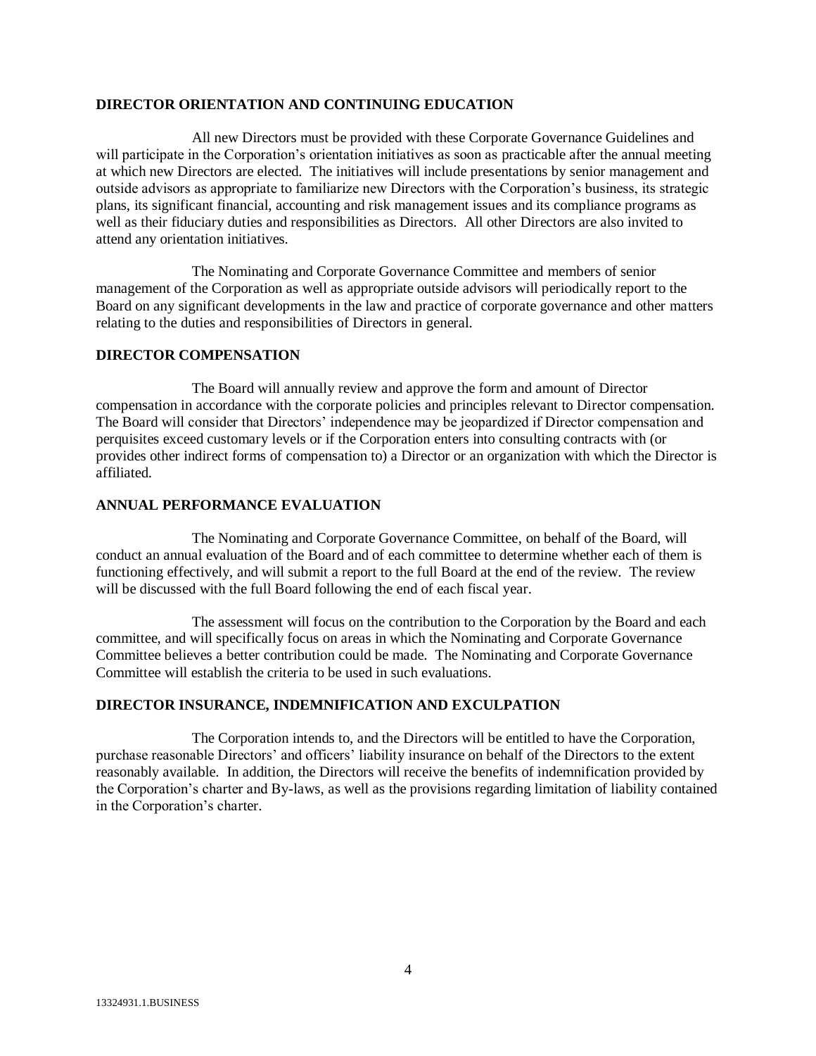**DIRECTOR ORIENTATION AND CONTINUING EDUCATION**

All new Directors must be provided with these Corporate Governance Guidelines and will participate in the Corporation's orientation initiatives as soon as practicable after the annual meeting at which new Directors are elected. The initiatives will include presentations by senior management and outside advisors as appropriate to familiarize new Directors with the Corporation's business, its strategic plans, its significant financial, accounting and risk management issues and its compliance programs as well as their fiduciary duties and responsibilities as Directors. All other Directors are also invited to attend any orientation initiatives.

The Nominating and Corporate Governance Committee and members of senior management of the Corporation as well as appropriate outside advisors will periodically report to the Board on any significant developments in the law and practice of corporate governance and other matters relating to the duties and responsibilities of Directors in general.

**DIRECTOR COMPENSATION**

The Board will annually review and approve the form and amount of Director compensation in accordance with the corporate policies and principles relevant to Director compensation. The Board will consider that Directors' independence may be jeopardized if Director compensation and perquisites exceed customary levels or if the Corporation enters into consulting contracts with (or provides other indirect forms of compensation to) a Director or an organization with which the Director is affiliated.

**ANNUAL PERFORMANCE EVALUATION**

The Nominating and Corporate Governance Committee, on behalf of the Board, will conduct an annual evaluation of the Board and of each committee to determine whether each of them is functioning effectively, and will submit a report to the full Board at the end of the review. The review will be discussed with the full Board following the end of each fiscal year.

The assessment will focus on the contribution to the Corporation by the Board and each committee, and will specifically focus on areas in which the Nominating and Corporate Governance Committee believes a better contribution could be made. The Nominating and Corporate Governance Committee will establish the criteria to be used in such evaluations.

**DIRECTOR INSURANCE, INDEMNIFICATION AND EXCULPATION**

The Corporation intends to, and the Directors will be entitled to have the Corporation, purchase reasonable Directors' and officers' liability insurance on behalf of the Directors to the extent reasonably available. In addition, the Directors will receive the benefits of indemnification provided by the Corporation's charter and By-laws, as well as the provisions regarding limitation of liability contained in the Corporation's charter.